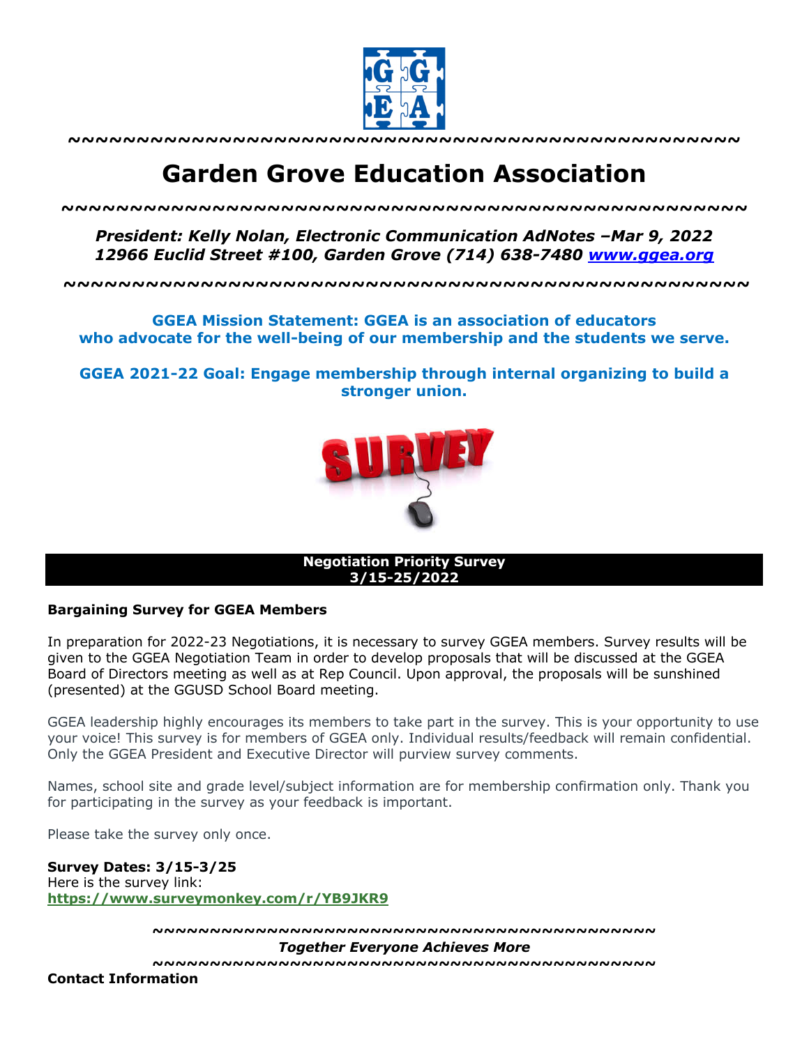~~~~~~~~~~~~~~~~~~~~~~~~~~~~~~~~~~~~~~~~~~~~~~~~~~

# Garden Grove Education Association

~~~~~~~~~~~~~~~~~~~~~~~~~~~~~~~~~~~~~~~~~~~~~~~~~~

***President: Kelly Nolan, Electronic Communication AdNotes –Mar 9, 2022***
***12966 Euclid Street #100, Garden Grove (714) 638-7480 [www.ggea.org](http://www.ggea.org)***

~~~~~~~~~~~~~~~~~~~~~~~~~~~~~~~~~~~~~~~~~~~~~~~~~~

**GGEA Mission Statement: GGEA is an association of educators who advocate for the well-being of our membership and the students we serve.**

**GGEA 2021-22 Goal: Engage membership through internal organizing to build a stronger union.**

## Negotiation Priority Survey 3/15-25/2022

**Bargaining Survey for GGEA Members**

In preparation for 2022-23 Negotiations, it is necessary to survey GGEA members. Survey results will be given to the GGEA Negotiation Team in order to develop proposals that will be discussed at the GGEA Board of Directors meeting as well as at Rep Council. Upon approval, the proposals will be sunshined (presented) at the GGUSD School Board meeting.

GGEA leadership highly encourages its members to take part in the survey. This is your opportunity to use your voice! This survey is for members of GGEA only. Individual results/feedback will remain confidential. Only the GGEA President and Executive Director will purview survey comments.

Names, school site and grade level/subject information are for membership confirmation only. Thank you for participating in the survey as your feedback is important.

Please take the survey only once.

**Survey Dates: 3/15-3/25**
Here is the survey link:
**[https://www.surveymonkey.com/r/YB9JKR9](https://www.surveymonkey.com/r/YB9JKR9)**

~~~~~~~~~~~~~~~~~~~~~~~~~~~~~~~~~~~~~~~~~~~~~

***Together Everyone Achieves More***

~~~~~~~~~~~~~~~~~~~~~~~~~~~~~~~~~~~~~~~~~~~~~

**Contact Information**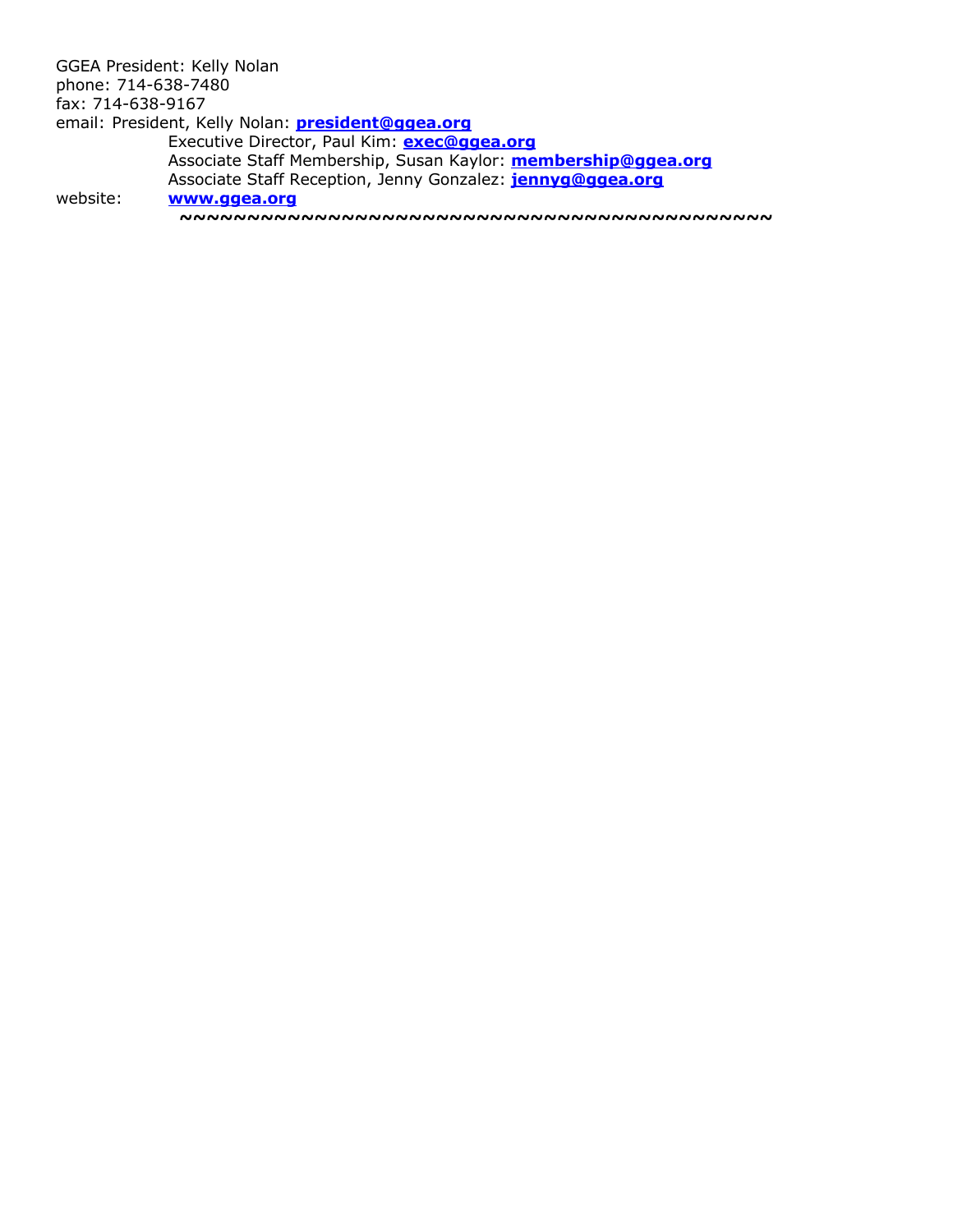GGEA President: Kelly Nolan
phone: 714-638-7480
fax: 714-638-9167
email: President, Kelly Nolan: **president@ggea.org**
Executive Director, Paul Kim: **exec@ggea.org**
Associate Staff Membership, Susan Kaylor: **membership@ggea.org**
Associate Staff Reception, Jenny Gonzalez: **jennyg@ggea.org**
website: **www.ggea.org**

~~~~~~~~~~~~~~~~~~~~~~~~~~~~~~~~~~~~~~~~~~~~~~~~~~